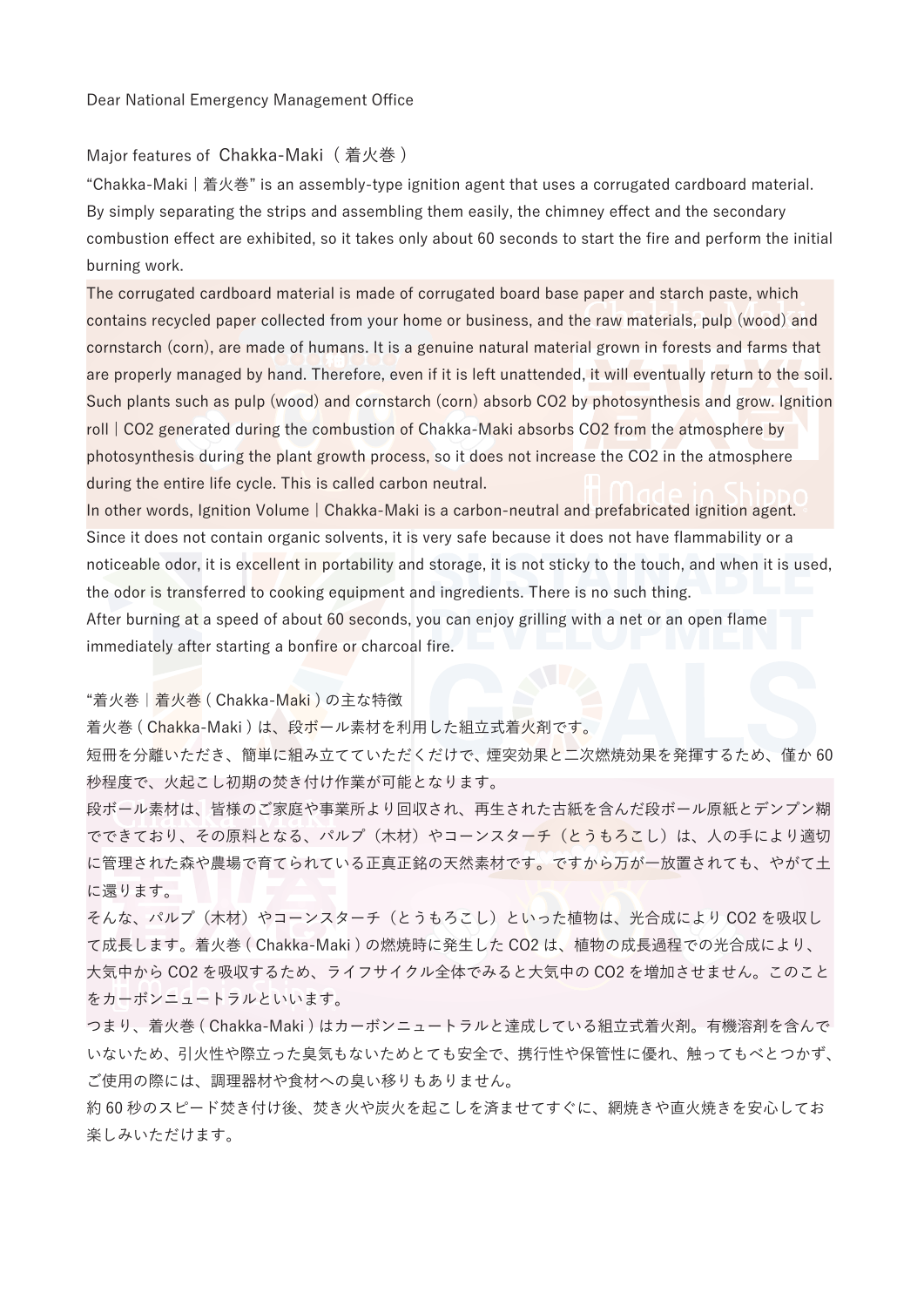Dear National Emergency Management Office

## Major features of Chakka-Maki（着火巻）

“Chakka-Maki | 着火巻” is an assembly-type ignition agent that uses a corrugated cardboard material. By simply separating the strips and assembling them easily, the chimney effect and the secondary combustion effect are exhibited, so it takes only about 60 seconds to start the fire and perform the initial burning work.

The corrugated cardboard material is made of corrugated board base paper and starch paste, which contains recycled paper collected from your home or business, and the raw materials, pulp (wood) and cornstarch (corn), are made of humans. It is a genuine natural material grown in forests and farms that are properly managed by hand. Therefore, even if it is left unattended, it will eventually return to the soil. Such plants such as pulp (wood) and cornstarch (corn) absorb $CO_2$ by photosynthesis and grow. Ignition roll | $CO_2$ generated during the combustion of Chakka-Maki absorbs $CO_2$ from the atmosphere by photosynthesis during the plant growth process, so it does not increase the $CO_2$ in the atmosphere during the entire life cycle. This is called carbon neutral.

In other words, Ignition Volume | Chakka-Maki is a carbon-neutral and prefabricated ignition agent. Since it does not contain organic solvents, it is very safe because it does not have flammability or a noticeable odor, it is excellent in portability and storage, it is not sticky to the touch, and when it is used, the odor is transferred to cooking equipment and ingredients. There is no such thing.

After burning at a speed of about 60 seconds, you can enjoy grilling with a net or an open flame immediately after starting a bonfire or charcoal fire.

## “着火巻｜着火巻 ( Chakka-Maki ) の主な特徴

着火巻 ( Chakka-Maki ) は、段ボール素材を利用した組立式着火剤です。

短冊を分離いただき、簡単に組み立てていただくだけで、煙突効果と二次燃焼効果を発揮するため、僅か 60 秒程度で、火起こし初期の焚き付け作業が可能となります。

段ボール素材は、皆様のご家庭や事業所より回収され、再生された古紙を含んだ段ボール原紙とデンプン糊でできており、その原料となる、パルプ（木材）やコーンスターチ（とうもろこし）は、人の手により適切に管理された森や農場で育てられている正真正銘の天然素材です。ですから万が一放置されても、やがて土に還ります。

そんな、パルプ（木材）やコーンスターチ（とうもろこし）といった植物は、光合成により $CO_2$ を吸収して成長します。着火巻 ( Chakka-Maki ) の燃焼時に発生した $CO_2$ は、植物の成長過程での光合成により、大気中から $CO_2$ を吸収するため、ライフサイクル全体でみると大気中の $CO_2$ を増加させません。このことをカーボンニュートラルといいます。

つまり、着火巻 ( Chakka-Maki ) はカーボンニュートラルと達成している組立式着火剤。有機溶剤を含んでいないため、引火性や際立った臭気もないためとても安全で、携行性や保管性に優れ、触ってもべとつかず、ご使用の際には、調理器材や食材への臭い移りもありません。

約 60 秒のスピード焚き付け後、焚き火や炭火を起こしを済ませてすぐに、網焼きや直火焼きを安心してお楽しみいただけます。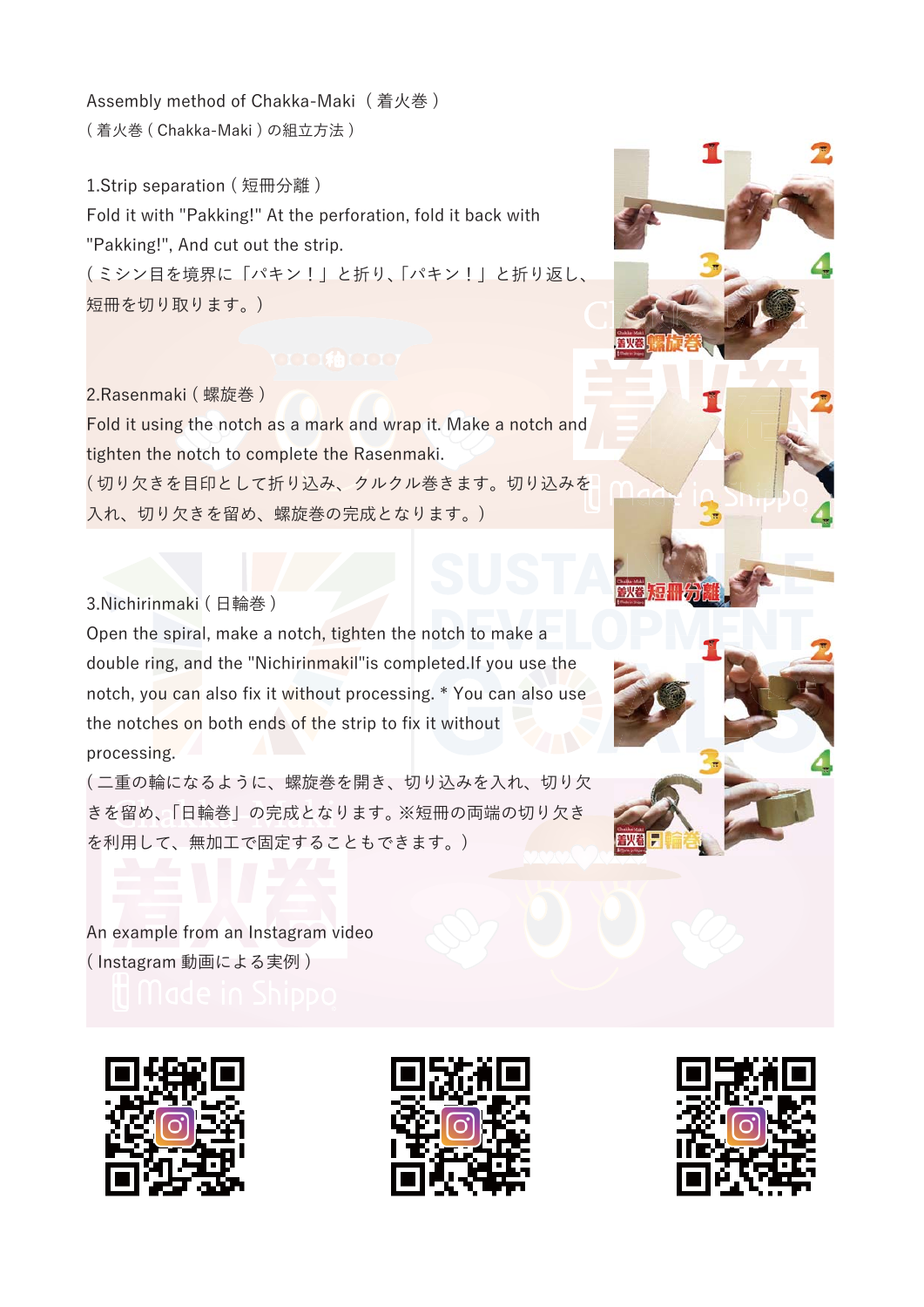# Assembly method of Chakka-Maki（着火巻）

（着火巻 ( Chakka-Maki ) の組立方法）

## 1.Strip separation（短冊分離）

Fold it with "Pakking!" At the perforation, fold it back with "Pakking!", And cut out the strip.

（ミシン目を境界に「パキン！」と折り、「パキン！」と折り返し、短冊を切り取ります。）

## 2.Rasenmaki（螺旋巻）

Fold it using the notch as a mark and wrap it. Make a notch and tighten the notch to complete the Rasenmaki.

（切り欠きを目印として折り込み、クルクル巻きます。切り込みを入れ、切り欠きを留め、螺旋巻の完成となります。）

## 3.Nichirinmaki（日輪巻）

Open the spiral, make a notch, tighten the notch to make a double ring, and the "Nichirinmakil"is completed.If you use the notch, you can also fix it without processing. * You can also use the notches on both ends of the strip to fix it without processing.

（二重の輪になるように、螺旋巻を開き、切り込みを入れ、切り欠きを留め、「日輪巻」の完成となります。※短冊の両端の切り欠きを利用して、無加工で固定することもできます。）

An example from an Instagram video

（Instagram 動画による実例）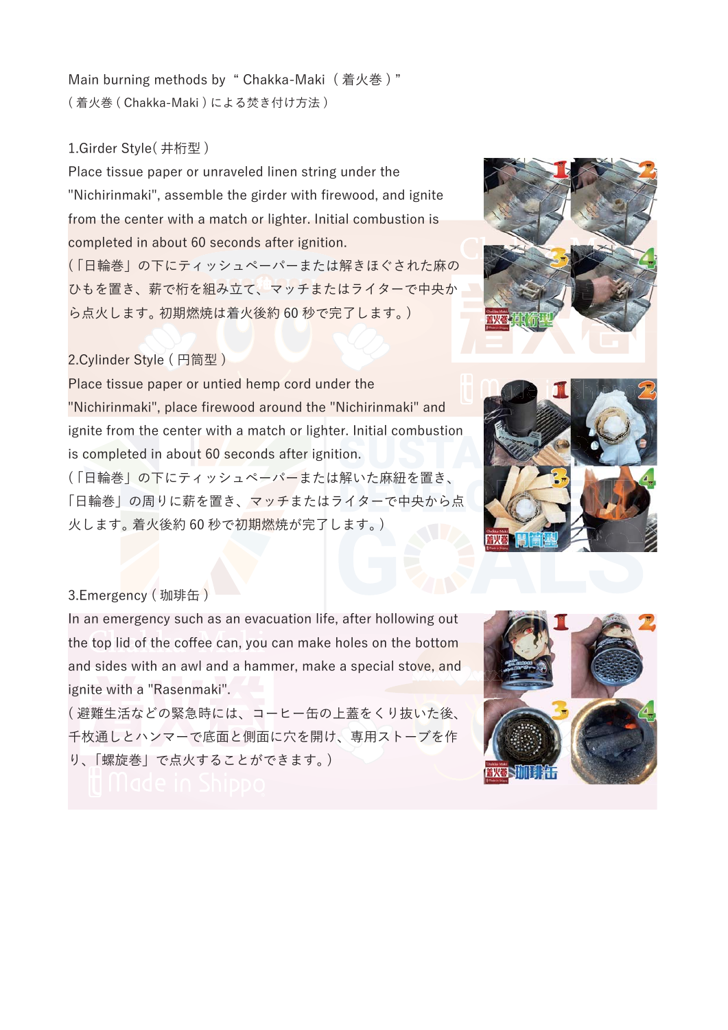Main burning methods by " Chakka-Maki（着火巻）"

（着火巻（Chakka-Maki）による焚き付け方法）

## 1.Girder Style（井桁型）

Place tissue paper or unraveled linen string under the "Nichirinmaki", assemble the girder with firewood, and ignite from the center with a match or lighter. Initial combustion is completed in about 60 seconds after ignition.

（「日輪巻」の下にティッシュペーパーまたは解きほぐされた麻のひもを置き、薪で桁を組み立て、マッチまたはライターで中央から点火します。初期燃焼は着火後約 60 秒で完了します。）

## 2.Cylinder Style（円筒型）

Place tissue paper or untied hemp cord under the "Nichirinmaki", place firewood around the "Nichirinmaki" and ignite from the center with a match or lighter. Initial combustion is completed in about 60 seconds after ignition.

（「日輪巻」の下にティッシュペーパーまたは解いた麻紐を置き、「日輪巻」の周りに薪を置き、マッチまたはライターで中央から点火します。着火後約 60 秒で初期燃焼が完了します。）

## 3.Emergency（珈琲缶）

In an emergency such as an evacuation life, after hollowing out the top lid of the coffee can, you can make holes on the bottom and sides with an awl and a hammer, make a special stove, and ignite with a "Rasenmaki".

（避難生活などの緊急時には、コーヒー缶の上蓋をくり抜いた後、千枚通しとハンマーで底面と側面に穴を開け、専用ストーブを作り、「螺旋巻」で点火することができます。）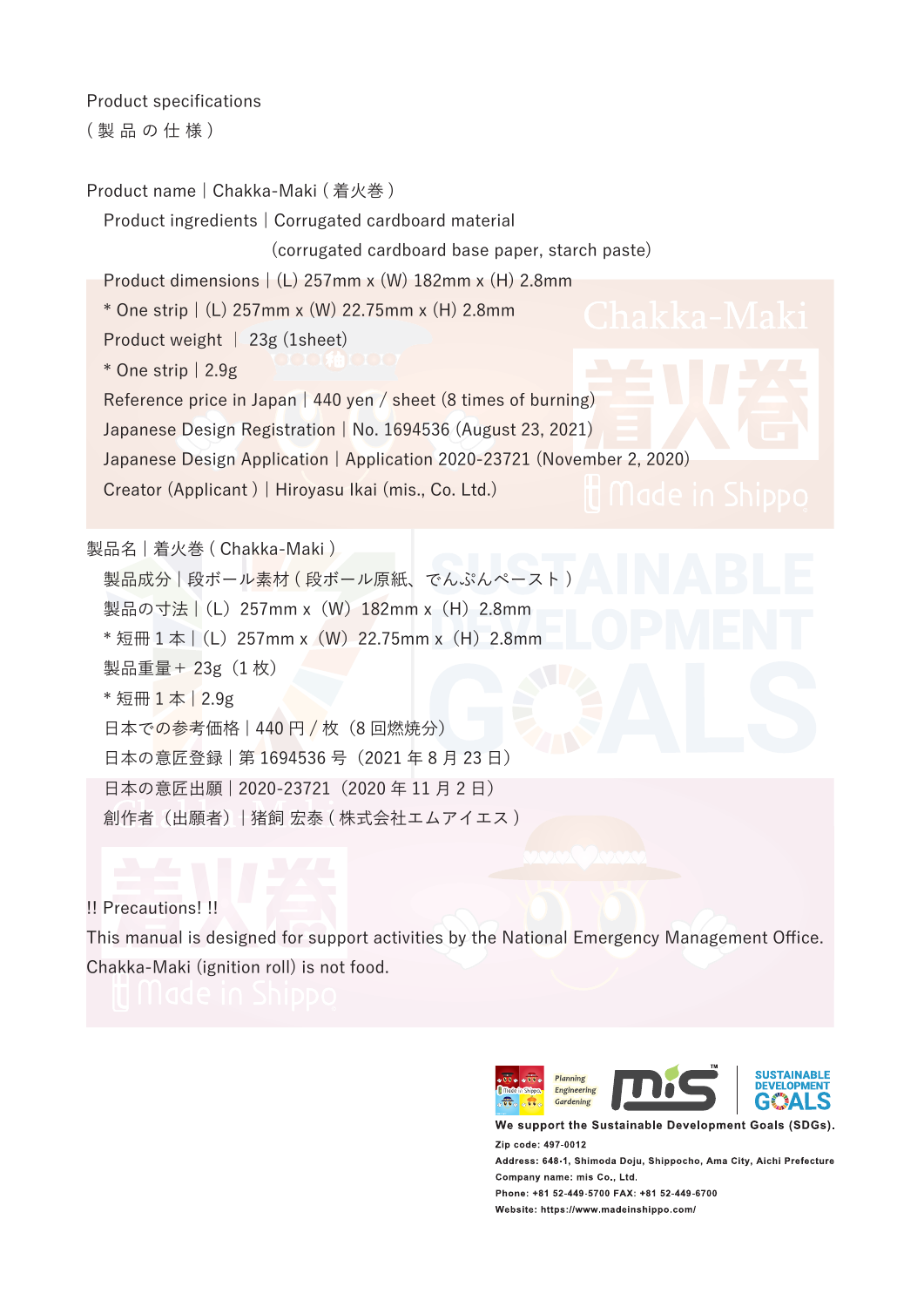Product specifications

( 製 品 の 仕 様 )

Product name | Chakka-Maki ( 着火巻 )

Product ingredients | Corrugated cardboard material (corrugated cardboard base paper, starch paste)

Product dimensions | (L) 257mm x (W) 182mm x (H) 2.8mm

* One strip | (L) 257mm x (W) 22.75mm x (H) 2.8mm

Product weight | 23g (1sheet)

* One strip | 2.9g

Reference price in Japan | 440 yen / sheet (8 times of burning)

Japanese Design Registration | No. 1694536 (August 23, 2021)

Japanese Design Application | Application 2020-23721 (November 2, 2020)

Creator (Applicant ) | Hiroyasu Ikai (mis., Co. Ltd.)

製品名 | 着火巻 ( Chakka-Maki )

製品成分 | 段ボール素材 ( 段ボール原紙、でんぷんペースト )

製品の寸法 | (L) 257mm x (W) 182mm x (H) 2.8mm

* 短冊 1 本 | (L) 257mm x (W) 22.75mm x (H) 2.8mm

製品重量 + 23g (1 枚)

* 短冊 1 本 | 2.9g

日本での参考価格 | 440 円 / 枚 (8 回燃焼分)

日本の意匠登録 | 第 1694536 号 (2021 年 8 月 23 日)

日本の意匠出願 | 2020-23721 (2020 年 11 月 2 日)

創作者 (出願者) | 猪飼 宏泰 ( 株式会社エムアイエス )

!! Precautions! !!

This manual is designed for support activities by the National Emergency Management Office.

Chakka-Maki (ignition roll) is not food.

Planning
Engineering
Gardening

SUSTAINABLE DEVELOPMENT GOALS

**We support the Sustainable Development Goals (SDGs).**

**Zip code: 497-0012**

**Address: 648-1, Shimoda Doju, Shippocho, Ama City, Aichi Prefecture**

**Company name: mis Co., Ltd.**

**Phone: +81 52-449-5700 FAX: +81 52-449-6700**

**Website: https://www.madeinshippo.com/**